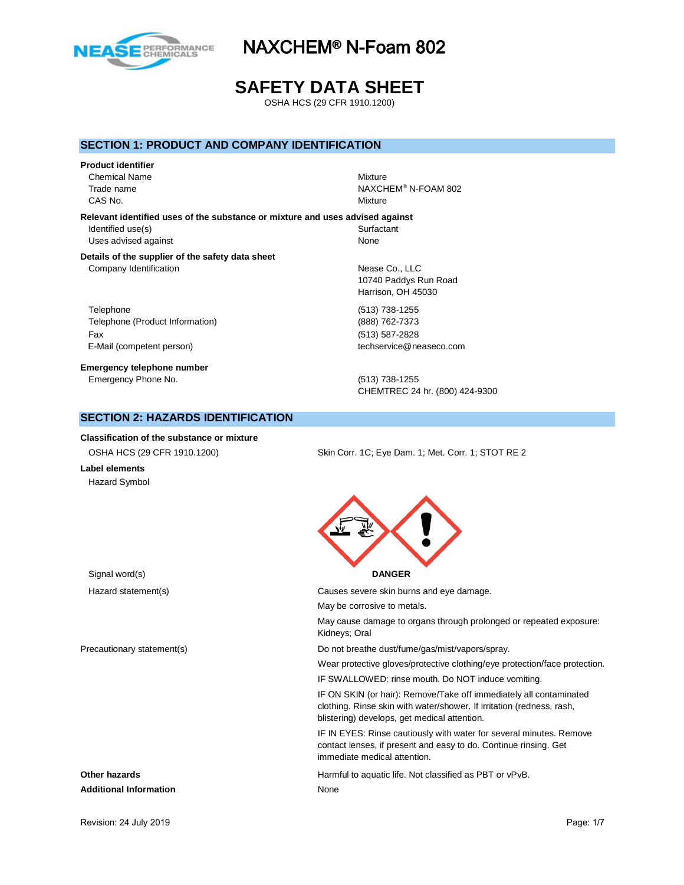# NAXCHEM® N-Foam 802

# SAFETY DATA SHEET

OSHA HCS (29 CFR 1910.1200)

## SECTION 1: PRODUCT AND COMPANY IDENTIFICATION

**Product identifier**

| | |
|---|---|
| Chemical Name | Mixture |
| Trade name | NAXCHEM® N-FOAM 802 |
| CAS No. | Mixture |

**Relevant identified uses of the substance or mixture and uses advised against**

| | |
|---|---|
| Identified use(s) | Surfactant |
| Uses advised against | None |

**Details of the supplier of the safety data sheet**

| | |
|---|---|
| Company Identification | Nease Co., LLC<br>10740 Paddys Run Road<br>Harrison, OH 45030 |
| Telephone | (513) 738-1255 |
| Telephone (Product Information) | (888) 762-7373 |
| Fax | (513) 587-2828 |
| E-Mail (competent person) | techservice@neaseco.com |

**Emergency telephone number**

| | |
|---|---|
| Emergency Phone No. | (513) 738-1255<br>CHEMTREC 24 hr. (800) 424-9300 |

## SECTION 2: HAZARDS IDENTIFICATION

**Classification of the substance or mixture**

| | |
|---|---|
| OSHA HCS (29 CFR 1910.1200) | Skin Corr. 1C; Eye Dam. 1; Met. Corr. 1; STOT RE 2 |

**Label elements**

Hazard Symbol

Signal word(s): **DANGER**

Hazard statement(s):

- Causes severe skin burns and eye damage.
- May be corrosive to metals.
- May cause damage to organs through prolonged or repeated exposure: Kidneys; Oral

Precautionary statement(s):

- Do not breathe dust/fume/gas/mist/vapors/spray.
- Wear protective gloves/protective clothing/eye protection/face protection.
- IF SWALLOWED: rinse mouth. Do NOT induce vomiting.
- IF ON SKIN (or hair): Remove/Take off immediately all contaminated clothing. Rinse skin with water/shower. If irritation (redness, rash, blistering) develops, get medical attention.
- IF IN EYES: Rinse cautiously with water for several minutes. Remove contact lenses, if present and easy to do. Continue rinsing. Get immediate medical attention.

**Other hazards**: Harmful to aquatic life. Not classified as PBT or vPvB.

**Additional Information**: None

Revision: 24 July 2019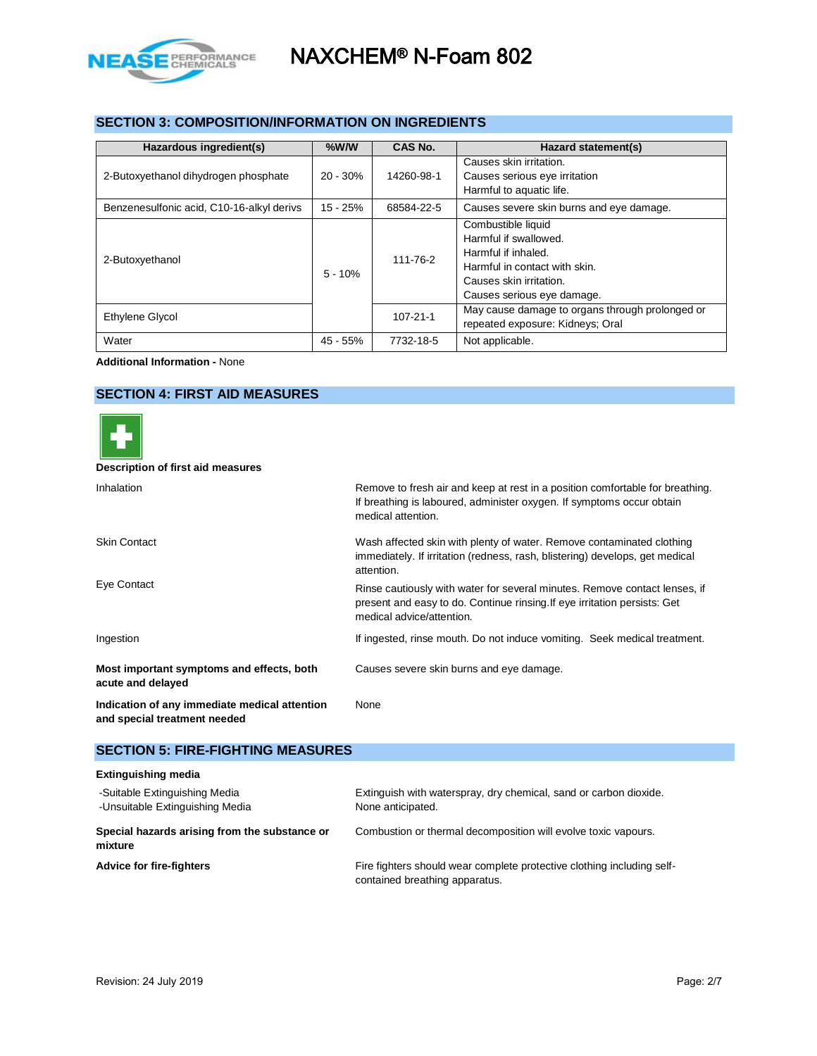## SECTION 3: COMPOSITION/INFORMATION ON INGREDIENTS

| Hazardous ingredient(s) | %W/W | CAS No. | Hazard statement(s) |
|---|---|---|---|
| 2-Butoxyethanol dihydrogen phosphate | 20 - 30% | 14260-98-1 | Causes skin irritation.<br>Causes serious eye irritation<br>Harmful to aquatic life. |
| Benzenesulfonic acid, C10-16-alkyl derivs | 15 - 25% | 68584-22-5 | Causes severe skin burns and eye damage. |
| 2-Butoxyethanol | 5 - 10% | 111-76-2 | Combustible liquid<br>Harmful if swallowed.<br>Harmful if inhaled.<br>Harmful in contact with skin.<br>Causes skin irritation.<br>Causes serious eye damage. |
| Ethylene Glycol | | 107-21-1 | May cause damage to organs through prolonged or repeated exposure: Kidneys; Oral |
| Water | 45 - 55% | 7732-18-5 | Not applicable. |

**Additional Information -** None

## SECTION 4: FIRST AID MEASURES

**Description of first aid measures**

Inhalation
: Remove to fresh air and keep at rest in a position comfortable for breathing. If breathing is laboured, administer oxygen. If symptoms occur obtain medical attention.

Skin Contact
: Wash affected skin with plenty of water. Remove contaminated clothing immediately. If irritation (redness, rash, blistering) develops, get medical attention.

Eye Contact
: Rinse cautiously with water for several minutes. Remove contact lenses, if present and easy to do. Continue rinsing.If eye irritation persists: Get medical advice/attention.

Ingestion
: If ingested, rinse mouth. Do not induce vomiting. Seek medical treatment.

**Most important symptoms and effects, both acute and delayed**
: Causes severe skin burns and eye damage.

**Indication of any immediate medical attention and special treatment needed**
: None

## SECTION 5: FIRE-FIGHTING MEASURES

**Extinguishing media**

-Suitable Extinguishing Media
: Extinguish with waterspray, dry chemical, sand or carbon dioxide.

-Unsuitable Extinguishing Media
: None anticipated.

**Special hazards arising from the substance or mixture**
: Combustion or thermal decomposition will evolve toxic vapours.

**Advice for fire-fighters**
: Fire fighters should wear complete protective clothing including self-contained breathing apparatus.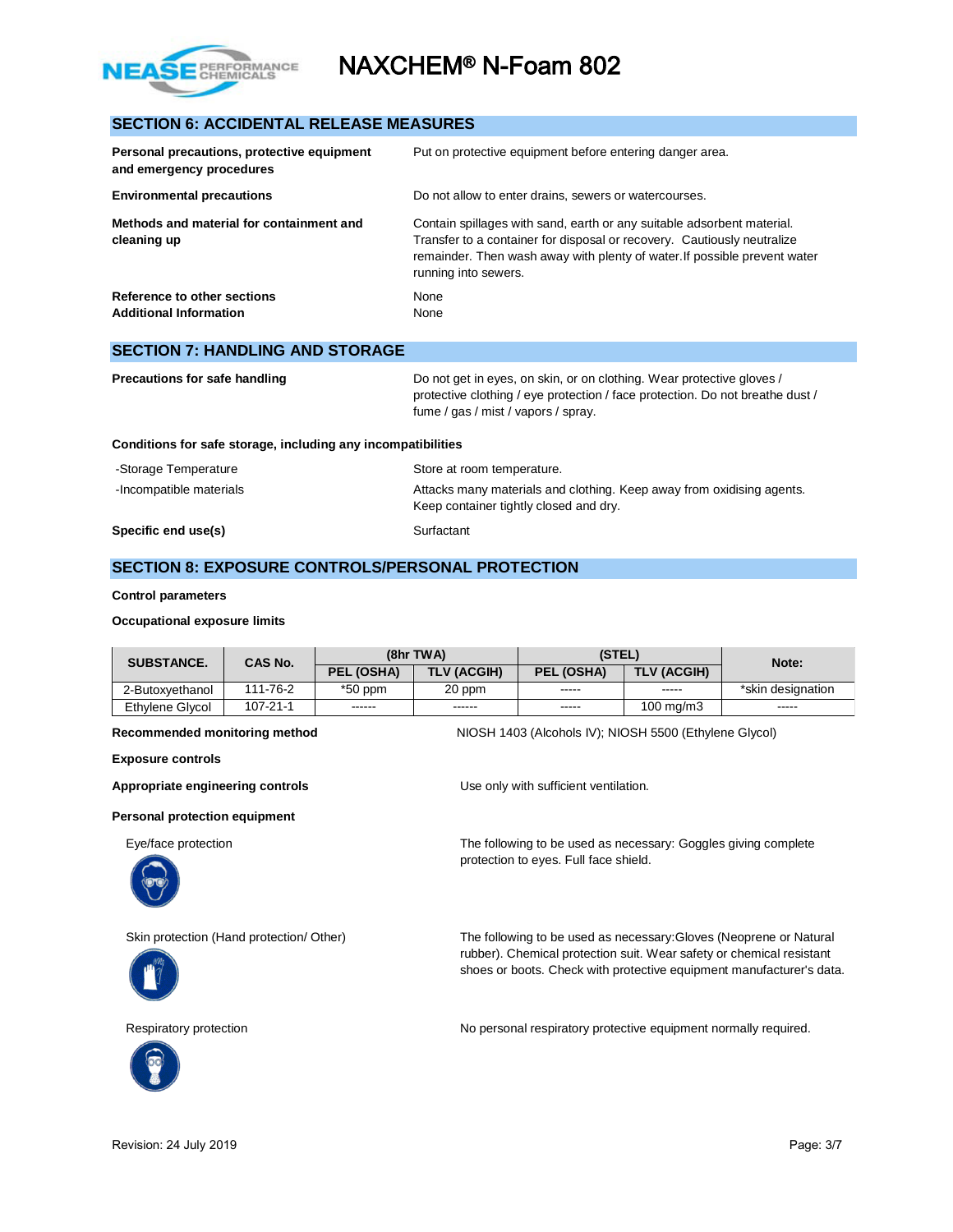## SECTION 6: ACCIDENTAL RELEASE MEASURES

**Personal precautions, protective equipment and emergency procedures** — Put on protective equipment before entering danger area.

**Environmental precautions** — Do not allow to enter drains, sewers or watercourses.

**Methods and material for containment and cleaning up** — Contain spillages with sand, earth or any suitable adsorbent material. Transfer to a container for disposal or recovery. Cautiously neutralize remainder. Then wash away with plenty of water.If possible prevent water running into sewers.

**Reference to other sections** — None

**Additional Information** — None

## SECTION 7: HANDLING AND STORAGE

**Precautions for safe handling** — Do not get in eyes, on skin, or on clothing. Wear protective gloves / protective clothing / eye protection / face protection. Do not breathe dust / fume / gas / mist / vapors / spray.

**Conditions for safe storage, including any incompatibilities**

-Storage Temperature — Store at room temperature.

-Incompatible materials — Attacks many materials and clothing. Keep away from oxidising agents. Keep container tightly closed and dry.

**Specific end use(s)** — Surfactant

## SECTION 8: EXPOSURE CONTROLS/PERSONAL PROTECTION

**Control parameters**

**Occupational exposure limits**

| SUBSTANCE. | CAS No. | (8hr TWA) | | (STEL) | | Note: |
|---|---|---|---|---|---|---|
| | | PEL (OSHA) | TLV (ACGIH) | PEL (OSHA) | TLV (ACGIH) | |
| 2-Butoxyethanol | 111-76-2 | *50 ppm | 20 ppm | ----- | ----- | *skin designation |
| Ethylene Glycol | 107-21-1 | ------ | ------ | ----- | 100 mg/m3 | ----- |

**Recommended monitoring method** — NIOSH 1403 (Alcohols IV); NIOSH 5500 (Ethylene Glycol)

**Exposure controls**

**Appropriate engineering controls** — Use only with sufficient ventilation.

**Personal protection equipment**

Eye/face protection — The following to be used as necessary: Goggles giving complete protection to eyes. Full face shield.

Skin protection (Hand protection/ Other) — The following to be used as necessary:Gloves (Neoprene or Natural rubber). Chemical protection suit. Wear safety or chemical resistant shoes or boots. Check with protective equipment manufacturer's data.

Respiratory protection — No personal respiratory protective equipment normally required.

Revision: 24 July 2019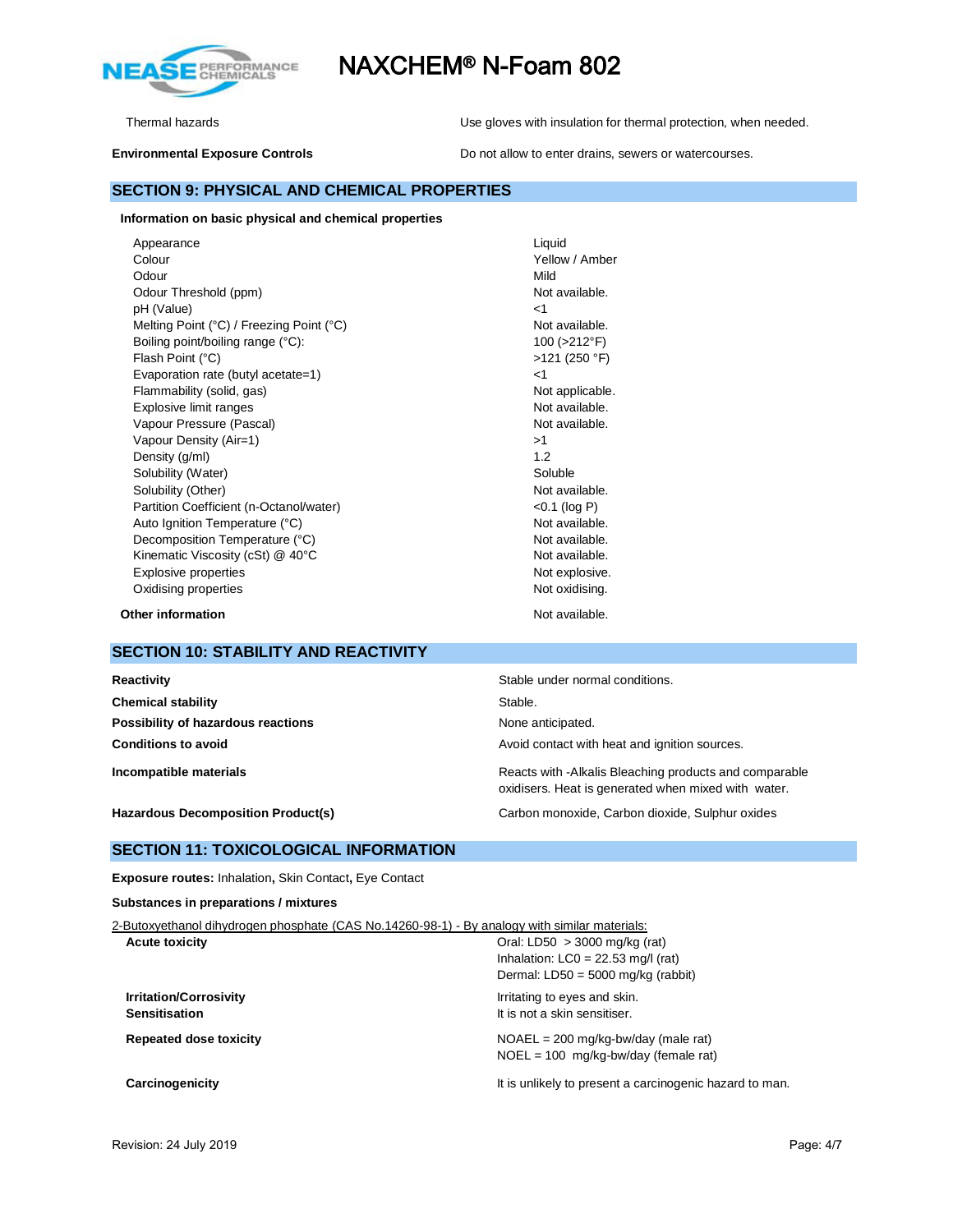| | |
|---|---|
| Thermal hazards | Use gloves with insulation for thermal protection, when needed. |
| **Environmental Exposure Controls** | Do not allow to enter drains, sewers or watercourses. |

## SECTION 9: PHYSICAL AND CHEMICAL PROPERTIES

**Information on basic physical and chemical properties**

| | |
|---|---|
| Appearance | Liquid |
| Colour | Yellow / Amber |
| Odour | Mild |
| Odour Threshold (ppm) | Not available. |
| pH (Value) | <1 |
| Melting Point (°C) / Freezing Point (°C) | Not available. |
| Boiling point/boiling range (°C): | 100 (>212°F) |
| Flash Point (°C) | >121 (250 °F) |
| Evaporation rate (butyl acetate=1) | <1 |
| Flammability (solid, gas) | Not applicable. |
| Explosive limit ranges | Not available. |
| Vapour Pressure (Pascal) | Not available. |
| Vapour Density (Air=1) | >1 |
| Density (g/ml) | 1.2 |
| Solubility (Water) | Soluble |
| Solubility (Other) | Not available. |
| Partition Coefficient (n-Octanol/water) | <0.1 (log P) |
| Auto Ignition Temperature (°C) | Not available. |
| Decomposition Temperature (°C) | Not available. |
| Kinematic Viscosity (cSt) @ 40°C | Not available. |
| Explosive properties | Not explosive. |
| Oxidising properties | Not oxidising. |

**Other information** Not available.

## SECTION 10: STABILITY AND REACTIVITY

| | |
|---|---|
| **Reactivity** | Stable under normal conditions. |
| **Chemical stability** | Stable. |
| **Possibility of hazardous reactions** | None anticipated. |
| **Conditions to avoid** | Avoid contact with heat and ignition sources. |
| **Incompatible materials** | Reacts with -Alkalis Bleaching products and comparable oxidisers. Heat is generated when mixed with water. |
| **Hazardous Decomposition Product(s)** | Carbon monoxide, Carbon dioxide, Sulphur oxides |

## SECTION 11: TOXICOLOGICAL INFORMATION

**Exposure routes:** Inhalation**,** Skin Contact**,** Eye Contact

**Substances in preparations / mixtures**

2-Butoxyethanol dihydrogen phosphate (CAS No.14260-98-1) - By analogy with similar materials:

| | |
|---|---|
| **Acute toxicity** | Oral: LD50 > 3000 mg/kg (rat)<br>Inhalation: LC0 = 22.53 mg/l (rat)<br>Dermal: LD50 = 5000 mg/kg (rabbit) |
| **Irritation/Corrosivity** | Irritating to eyes and skin. |
| **Sensitisation** | It is not a skin sensitiser. |
| **Repeated dose toxicity** | NOAEL = 200 mg/kg-bw/day (male rat)<br>NOEL = 100 mg/kg-bw/day (female rat) |
| **Carcinogenicity** | It is unlikely to present a carcinogenic hazard to man. |

Revision: 24 July 2019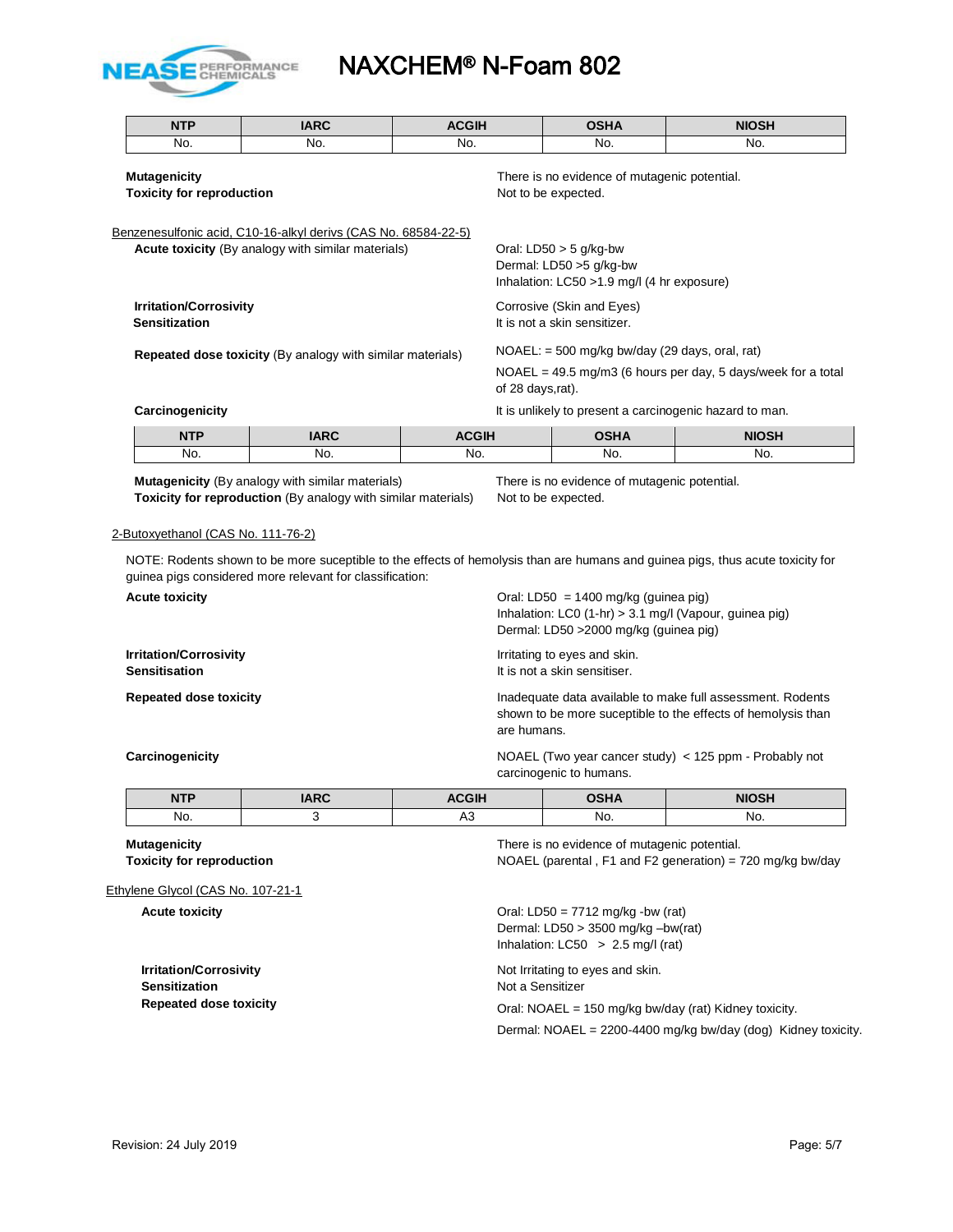| NTP | IARC | ACGIH | OSHA | NIOSH |
|---|---|---|---|---|
| No. | No. | No. | No. | No. |

**Mutagenicity** There is no evidence of mutagenic potential.
**Toxicity for reproduction** Not to be expected.

Benzenesulfonic acid, C10-16-alkyl derivs (CAS No. 68584-22-5)

**Acute toxicity** (By analogy with similar materials)
Oral: LD50 > 5 g/kg-bw
Dermal: LD50 >5 g/kg-bw
Inhalation: LC50 >1.9 mg/l (4 hr exposure)

**Irritation/Corrosivity** Corrosive (Skin and Eyes)
**Sensitization** It is not a skin sensitizer.

**Repeated dose toxicity** (By analogy with similar materials)
NOAEL: = 500 mg/kg bw/day (29 days, oral, rat)
NOAEL = 49.5 mg/m3 (6 hours per day, 5 days/week for a total of 28 days,rat).

**Carcinogenicity** It is unlikely to present a carcinogenic hazard to man.

| NTP | IARC | ACGIH | OSHA | NIOSH |
|---|---|---|---|---|
| No. | No. | No. | No. | No. |

**Mutagenicity** (By analogy with similar materials) There is no evidence of mutagenic potential.
**Toxicity for reproduction** (By analogy with similar materials) Not to be expected.

2-Butoxyethanol (CAS No. 111-76-2)

NOTE: Rodents shown to be more sceptible to the effects of hemolysis than are humans and guinea pigs, thus acute toxicity for guinea pigs considered more relevant for classification:

**Acute toxicity**
Oral: LD50 = 1400 mg/kg (guinea pig)
Inhalation: LC0 (1-hr) > 3.1 mg/l (Vapour, guinea pig)
Dermal: LD50 >2000 mg/kg (guinea pig)

**Irritation/Corrosivity** Irritating to eyes and skin.
**Sensitisation** It is not a skin sensitizer.

**Repeated dose toxicity** Inadequate data available to make full assessment. Rodents shown to be more sceptible to the effects of hemolysis than are humans.

**Carcinogenicity** NOAEL (Two year cancer study) < 125 ppm - Probably not carcinogenic to humans.

| NTP | IARC | ACGIH | OSHA | NIOSH |
|---|---|---|---|---|
| No. | 3 | A3 | No. | No. |

**Mutagenicity** There is no evidence of mutagenic potential.
**Toxicity for reproduction** NOAEL (parental , F1 and F2 generation) = 720 mg/kg bw/day

Ethylene Glycol (CAS No. 107-21-1

**Acute toxicity**
Oral: LD50 = 7712 mg/kg -bw (rat)
Dermal: LD50 > 3500 mg/kg –bw(rat)
Inhalation: LC50 > 2.5 mg/l (rat)

**Irritation/Corrosivity** Not Irritating to eyes and skin.
**Sensitization** Not a Sensitizer
**Repeated dose toxicity**
Oral: NOAEL = 150 mg/kg bw/day (rat) Kidney toxicity.
Dermal: NOAEL = 2200-4400 mg/kg bw/day (dog) Kidney toxicity.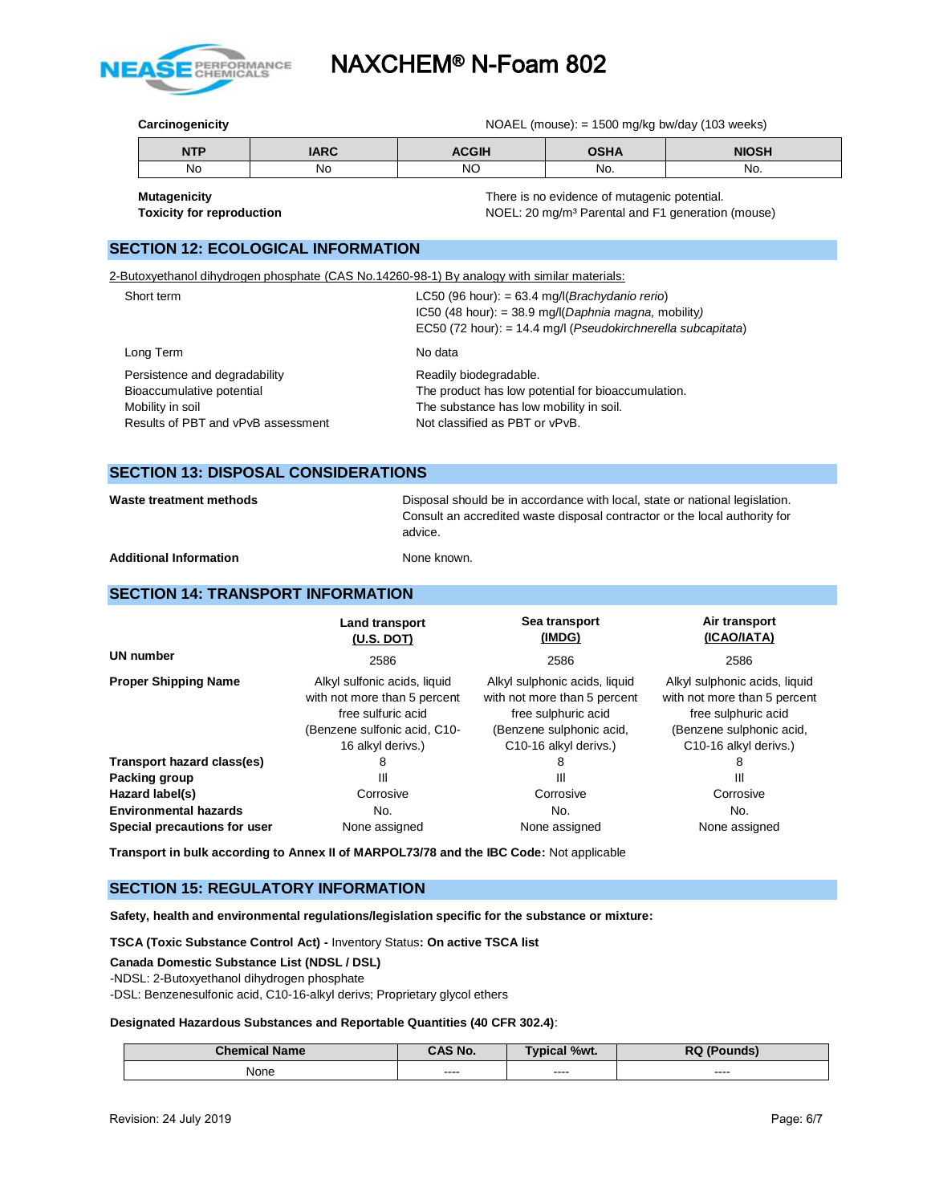**Carcinogenicity** NOAEL (mouse): = 1500 mg/kg bw/day (103 weeks)

| NTP | IARC | ACGIH | OSHA | NIOSH |
|---|---|---|---|---|
| No | No | NO | No. | No. |

**Mutagenicity** There is no evidence of mutagenic potential.

**Toxicity for reproduction** NOEL: 20 mg/m³ Parental and F1 generation (mouse)

## SECTION 12: ECOLOGICAL INFORMATION

2-Butoxyethanol dihydrogen phosphate (CAS No.14260-98-1) By analogy with similar materials:

| | |
|---|---|
| Short term | LC50 (96 hour): = 63.4 mg/l(*Brachydanio rerio*)<br>IC50 (48 hour): = 38.9 mg/l(*Daphnia magna,* mobility*)*<br>EC50 (72 hour): = 14.4 mg/l (*Pseudokirchnerella subcapitata*) |
| Long Term | No data |
| Persistence and degradability | Readily biodegradable. |
| Bioaccumulative potential | The product has low potential for bioaccumulation. |
| Mobility in soil | The substance has low mobility in soil. |
| Results of PBT and vPvB assessment | Not classified as PBT or vPvB. |

## SECTION 13: DISPOSAL CONSIDERATIONS

**Waste treatment methods** Disposal should be in accordance with local, state or national legislation. Consult an accredited waste disposal contractor or the local authority for advice.

**Additional Information** None known.

## SECTION 14: TRANSPORT INFORMATION

| | Land transport (U.S. DOT) | Sea transport (IMDG) | Air transport (ICAO/IATA) |
|---|---|---|---|
| **UN number** | 2586 | 2586 | 2586 |
| **Proper Shipping Name** | Alkyl sulfonic acids, liquid with not more than 5 percent free sulfuric acid (Benzene sulfonic acid, C10-16 alkyl derivs.) | Alkyl sulphonic acids, liquid with not more than 5 percent free sulphuric acid (Benzene sulphonic acid, C10-16 alkyl derivs.) | Alkyl sulphonic acids, liquid with not more than 5 percent free sulphuric acid (Benzene sulphonic acid, C10-16 alkyl derivs.) |
| **Transport hazard class(es)** | 8 | 8 | 8 |
| **Packing group** | III | III | III |
| **Hazard label(s)** | Corrosive | Corrosive | Corrosive |
| **Environmental hazards** | No. | No. | No. |
| **Special precautions for user** | None assigned | None assigned | None assigned |

**Transport in bulk according to Annex II of MARPOL73/78 and the IBC Code:** Not applicable

## SECTION 15: REGULATORY INFORMATION

**Safety, health and environmental regulations/legislation specific for the substance or mixture:**

**TSCA (Toxic Substance Control Act) -** Inventory Status**: On active TSCA list**

**Canada Domestic Substance List (NDSL / DSL)**

-NDSL: 2-Butoxyethanol dihydrogen phosphate

-DSL: Benzenesulfonic acid, C10-16-alkyl derivs; Proprietary glycol ethers

**Designated Hazardous Substances and Reportable Quantities (40 CFR 302.4)**:

| Chemical Name | CAS No. | Typical %wt. | RQ (Pounds) |
|---|---|---|---|
| None | ---- | ---- | ---- |

Revision: 24 July 2019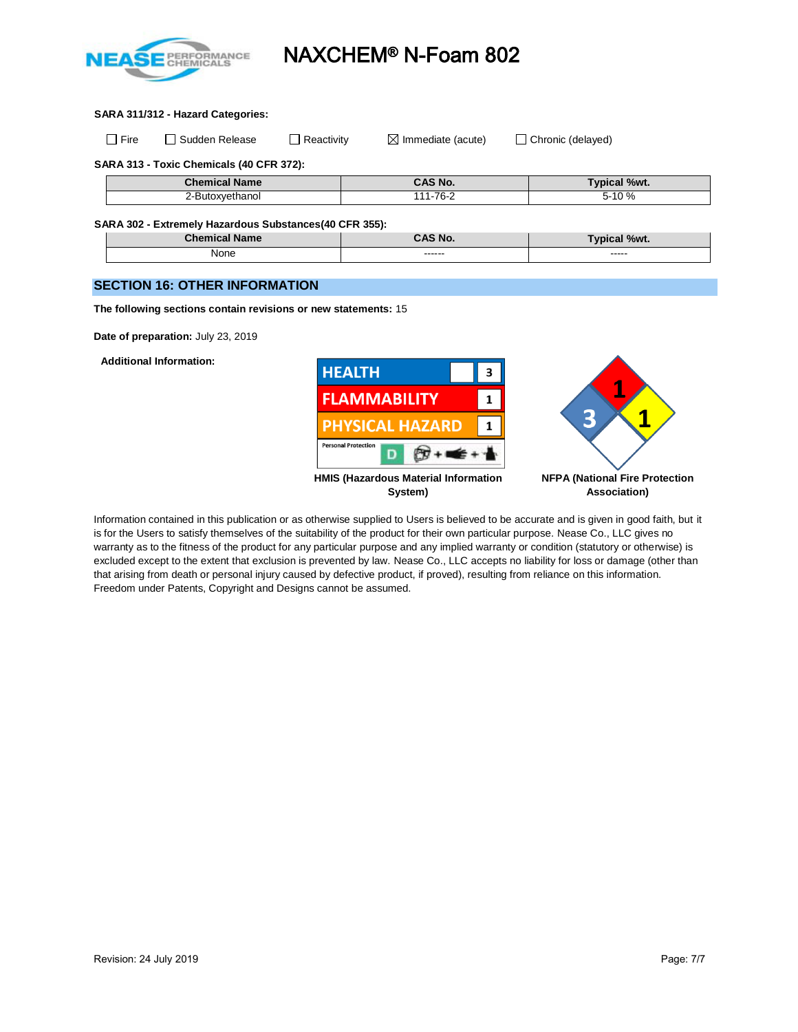**SARA 311/312 - Hazard Categories:**

☐ Fire ☐ Sudden Release ☐ Reactivity ☒ Immediate (acute) ☐ Chronic (delayed)

**SARA 313 - Toxic Chemicals (40 CFR 372):**

| Chemical Name | CAS No. | Typical %wt. |
|---|---|---|
| 2-Butoxyethanol | 111-76-2 | 5-10 % |

**SARA 302 - Extremely Hazardous Substances(40 CFR 355):**

| Chemical Name | CAS No. | Typical %wt. |
|---|---|---|
| None | ------ | ----- |

## SECTION 16: OTHER INFORMATION

**The following sections contain revisions or new statements:** 15

**Date of preparation:** July 23, 2019

**Additional Information:**

HEALTH 3
FLAMMABILITY 1
PHYSICAL HAZARD 1
Personal Protection D

**HMIS (Hazardous Material Information System)**

1
3
1

**NFPA (National Fire Protection Association)**

Information contained in this publication or as otherwise supplied to Users is believed to be accurate and is given in good faith, but it is for the Users to satisfy themselves of the suitability of the product for their own particular purpose. Nease Co., LLC gives no warranty as to the fitness of the product for any particular purpose and any implied warranty or condition (statutory or otherwise) is excluded except to the extent that exclusion is prevented by law. Nease Co., LLC accepts no liability for loss or damage (other than that arising from death or personal injury caused by defective product, if proved), resulting from reliance on this information. Freedom under Patents, Copyright and Designs cannot be assumed.

Revision: 24 July 2019